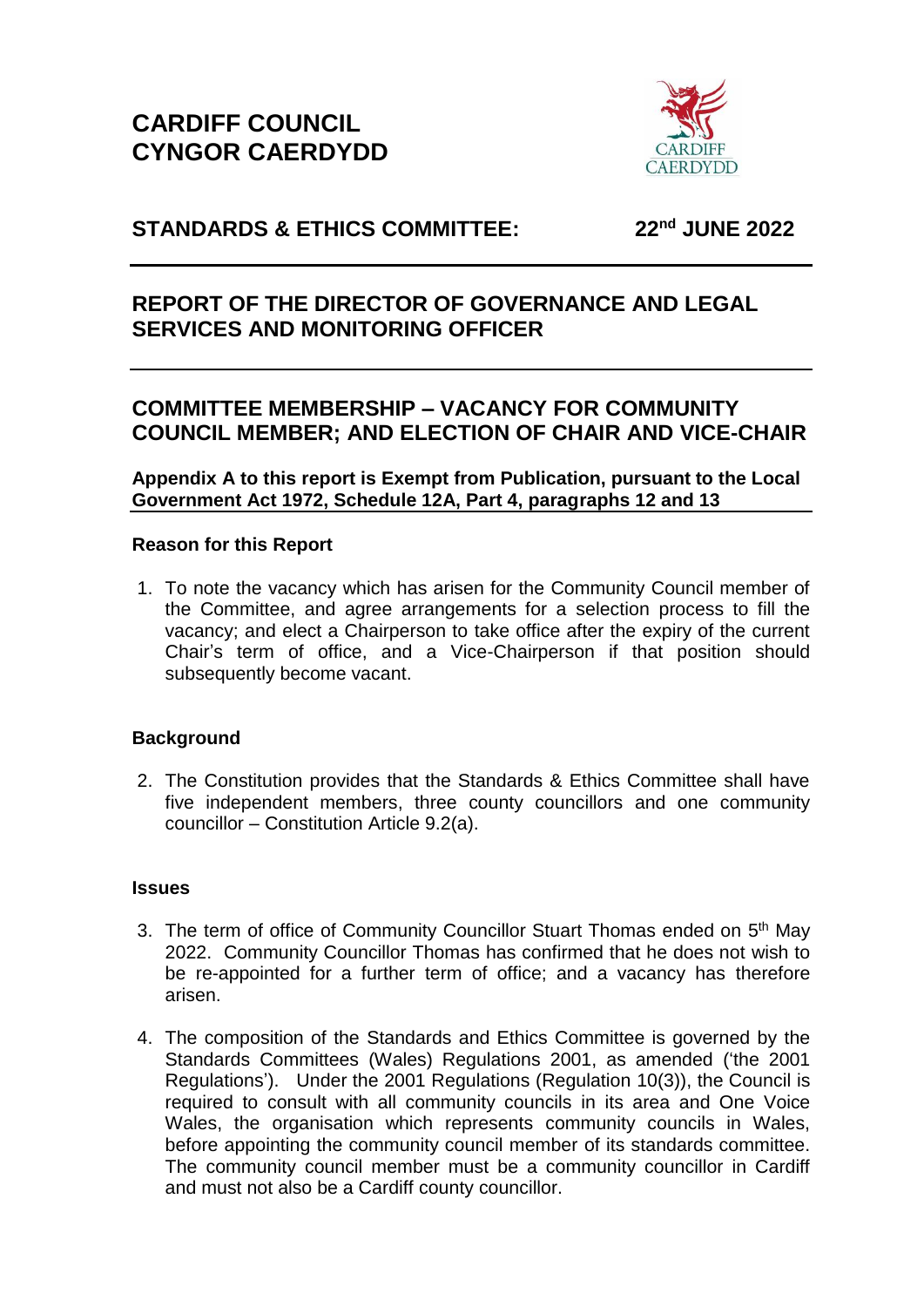# CARDIFF COUNCIL
# CYNGOR CAERDYDD

## STANDARDS & ETHICS COMMITTEE: 22nd JUNE 2022

## REPORT OF THE DIRECTOR OF GOVERNANCE AND LEGAL SERVICES AND MONITORING OFFICER

## COMMITTEE MEMBERSHIP – VACANCY FOR COMMUNITY COUNCIL MEMBER; AND ELECTION OF CHAIR AND VICE-CHAIR

**Appendix A to this report is Exempt from Publication, pursuant to the Local Government Act 1972, Schedule 12A, Part 4, paragraphs 12 and 13**

### Reason for this Report

1. To note the vacancy which has arisen for the Community Council member of the Committee, and agree arrangements for a selection process to fill the vacancy; and elect a Chairperson to take office after the expiry of the current Chair's term of office, and a Vice-Chairperson if that position should subsequently become vacant.

### Background

2. The Constitution provides that the Standards & Ethics Committee shall have five independent members, three county councillors and one community councillor – Constitution Article 9.2(a).

### Issues

3. The term of office of Community Councillor Stuart Thomas ended on 5th May 2022. Community Councillor Thomas has confirmed that he does not wish to be re-appointed for a further term of office; and a vacancy has therefore arisen.

4. The composition of the Standards and Ethics Committee is governed by the Standards Committees (Wales) Regulations 2001, as amended ('the 2001 Regulations'). Under the 2001 Regulations (Regulation 10(3)), the Council is required to consult with all community councils in its area and One Voice Wales, the organisation which represents community councils in Wales, before appointing the community council member of its standards committee. The community council member must be a community councillor in Cardiff and must not also be a Cardiff county councillor.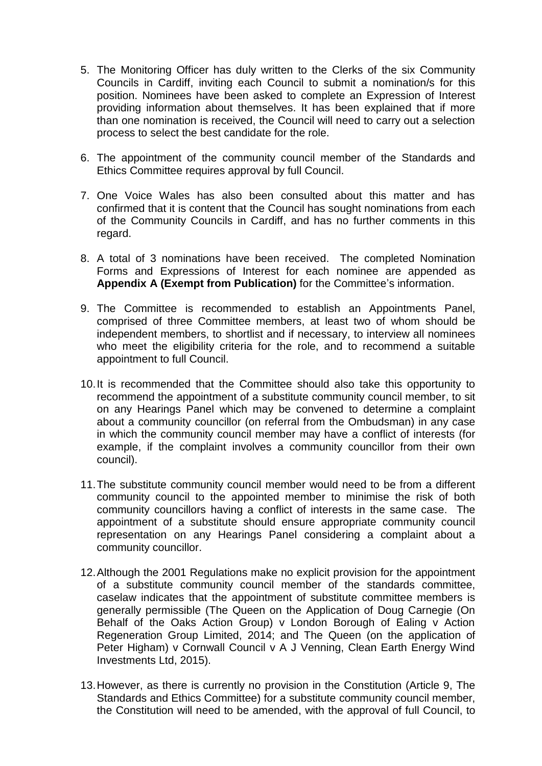5. The Monitoring Officer has duly written to the Clerks of the six Community Councils in Cardiff, inviting each Council to submit a nomination/s for this position. Nominees have been asked to complete an Expression of Interest providing information about themselves. It has been explained that if more than one nomination is received, the Council will need to carry out a selection process to select the best candidate for the role.

6. The appointment of the community council member of the Standards and Ethics Committee requires approval by full Council.

7. One Voice Wales has also been consulted about this matter and has confirmed that it is content that the Council has sought nominations from each of the Community Councils in Cardiff, and has no further comments in this regard.

8. A total of 3 nominations have been received. The completed Nomination Forms and Expressions of Interest for each nominee are appended as **Appendix A (Exempt from Publication)** for the Committee's information.

9. The Committee is recommended to establish an Appointments Panel, comprised of three Committee members, at least two of whom should be independent members, to shortlist and if necessary, to interview all nominees who meet the eligibility criteria for the role, and to recommend a suitable appointment to full Council.

10. It is recommended that the Committee should also take this opportunity to recommend the appointment of a substitute community council member, to sit on any Hearings Panel which may be convened to determine a complaint about a community councillor (on referral from the Ombudsman) in any case in which the community council member may have a conflict of interests (for example, if the complaint involves a community councillor from their own council).

11. The substitute community council member would need to be from a different community council to the appointed member to minimise the risk of both community councillors having a conflict of interests in the same case. The appointment of a substitute should ensure appropriate community council representation on any Hearings Panel considering a complaint about a community councillor.

12. Although the 2001 Regulations make no explicit provision for the appointment of a substitute community council member of the standards committee, caselaw indicates that the appointment of substitute committee members is generally permissible (The Queen on the Application of Doug Carnegie (On Behalf of the Oaks Action Group) v London Borough of Ealing v Action Regeneration Group Limited, 2014; and The Queen (on the application of Peter Higham) v Cornwall Council v A J Venning, Clean Earth Energy Wind Investments Ltd, 2015).

13. However, as there is currently no provision in the Constitution (Article 9, The Standards and Ethics Committee) for a substitute community council member, the Constitution will need to be amended, with the approval of full Council, to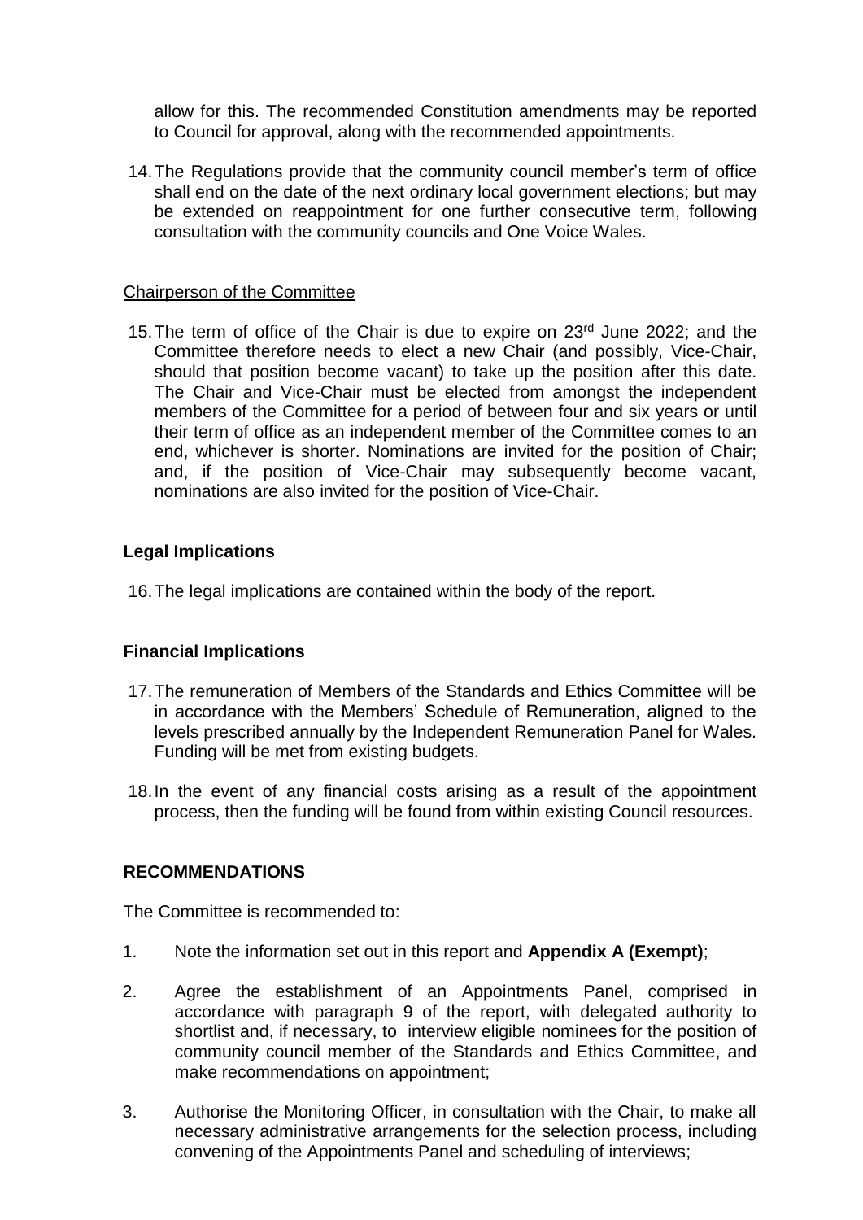allow for this. The recommended Constitution amendments may be reported to Council for approval, along with the recommended appointments.

14. The Regulations provide that the community council member's term of office shall end on the date of the next ordinary local government elections; but may be extended on reappointment for one further consecutive term, following consultation with the community councils and One Voice Wales.

<u>Chairperson of the Committee</u>

15. The term of office of the Chair is due to expire on 23rd June 2022; and the Committee therefore needs to elect a new Chair (and possibly, Vice-Chair, should that position become vacant) to take up the position after this date. The Chair and Vice-Chair must be elected from amongst the independent members of the Committee for a period of between four and six years or until their term of office as an independent member of the Committee comes to an end, whichever is shorter. Nominations are invited for the position of Chair; and, if the position of Vice-Chair may subsequently become vacant, nominations are also invited for the position of Vice-Chair.

**Legal Implications**

16. The legal implications are contained within the body of the report.

**Financial Implications**

17. The remuneration of Members of the Standards and Ethics Committee will be in accordance with the Members' Schedule of Remuneration, aligned to the levels prescribed annually by the Independent Remuneration Panel for Wales. Funding will be met from existing budgets.

18. In the event of any financial costs arising as a result of the appointment process, then the funding will be found from within existing Council resources.

**RECOMMENDATIONS**

The Committee is recommended to:

1. Note the information set out in this report and **Appendix A (Exempt)**;

2. Agree the establishment of an Appointments Panel, comprised in accordance with paragraph 9 of the report, with delegated authority to shortlist and, if necessary, to interview eligible nominees for the position of community council member of the Standards and Ethics Committee, and make recommendations on appointment;

3. Authorise the Monitoring Officer, in consultation with the Chair, to make all necessary administrative arrangements for the selection process, including convening of the Appointments Panel and scheduling of interviews;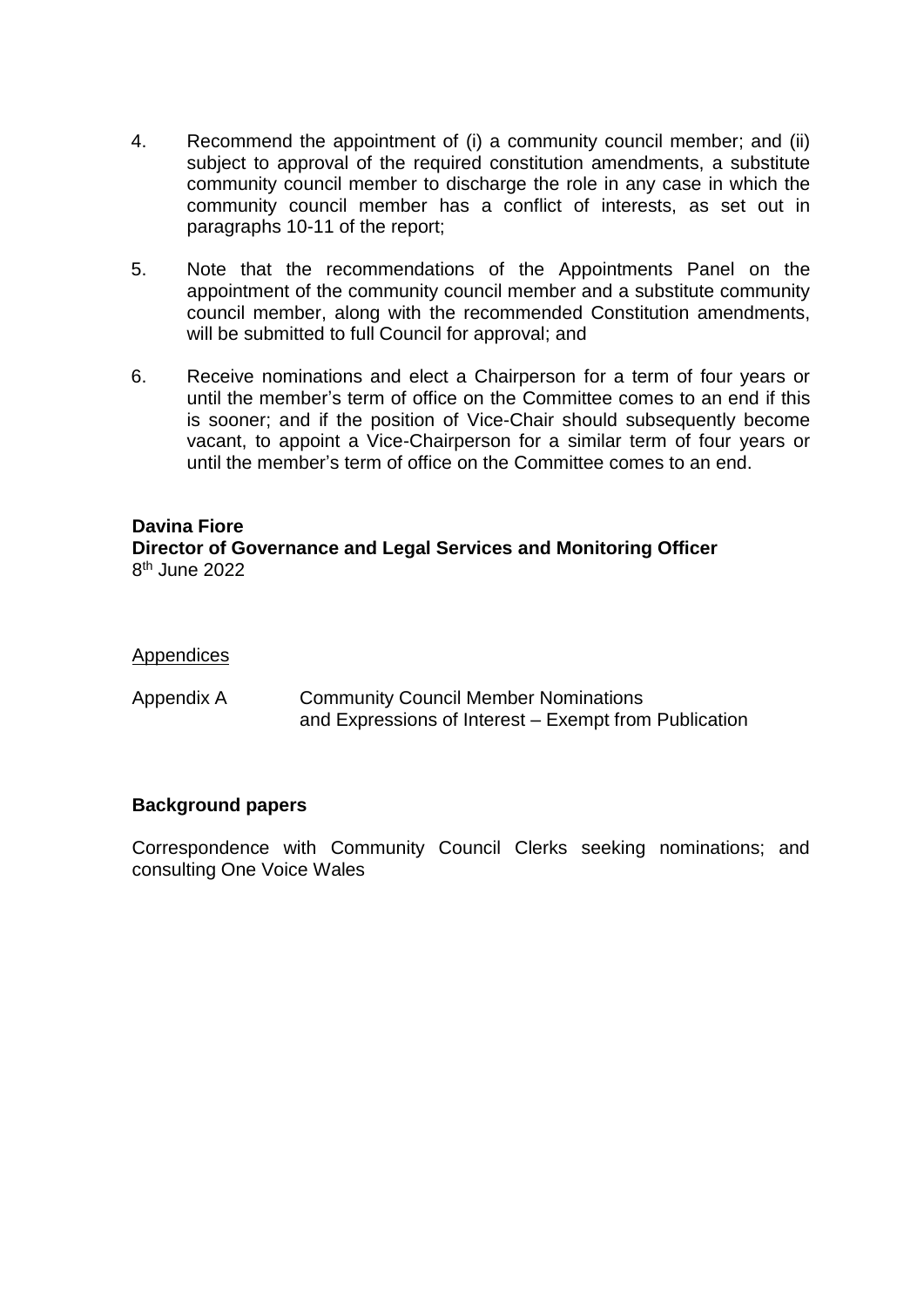4. Recommend the appointment of (i) a community council member; and (ii) subject to approval of the required constitution amendments, a substitute community council member to discharge the role in any case in which the community council member has a conflict of interests, as set out in paragraphs 10-11 of the report;

5. Note that the recommendations of the Appointments Panel on the appointment of the community council member and a substitute community council member, along with the recommended Constitution amendments, will be submitted to full Council for approval; and

6. Receive nominations and elect a Chairperson for a term of four years or until the member's term of office on the Committee comes to an end if this is sooner; and if the position of Vice-Chair should subsequently become vacant, to appoint a Vice-Chairperson for a similar term of four years or until the member's term of office on the Committee comes to an end.

**Davina Fiore**
**Director of Governance and Legal Services and Monitoring Officer**
8th June 2022

Appendices

| | |
|---|---|
| Appendix A | Community Council Member Nominations and Expressions of Interest – Exempt from Publication |

**Background papers**

Correspondence with Community Council Clerks seeking nominations; and consulting One Voice Wales